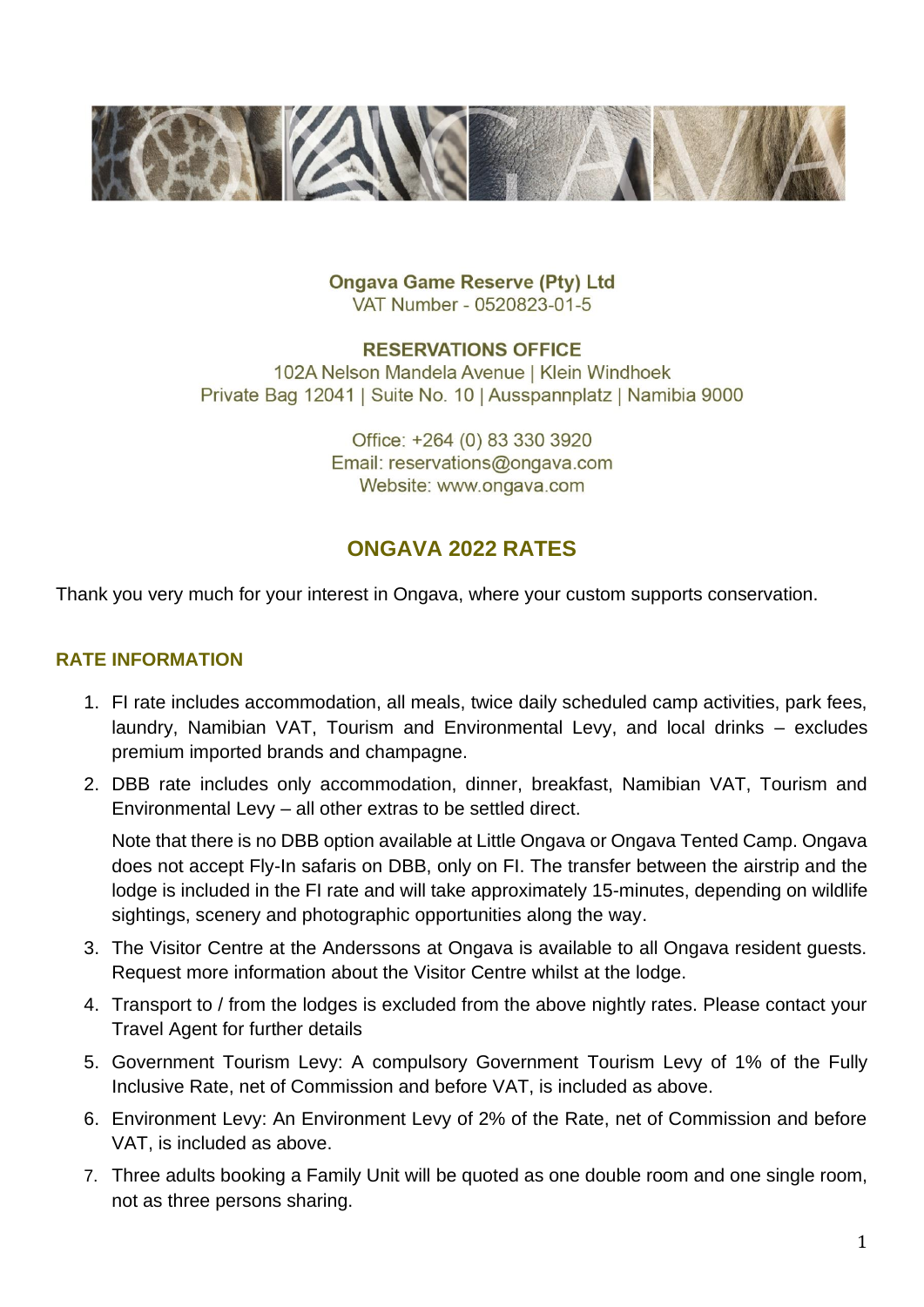**Ongava Game Reserve (Pty) Ltd**
VAT Number - 0520823-01-5

**RESERVATIONS OFFICE**
102A Nelson Mandela Avenue | Klein Windhoek
Private Bag 12041 | Suite No. 10 | Ausspannplatz | Namibia 9000

Office: +264 (0) 83 330 3920
Email: reservations@ongava.com
Website: www.ongava.com

# ONGAVA 2022 RATES

Thank you very much for your interest in Ongava, where your custom supports conservation.

## RATE INFORMATION

1. FI rate includes accommodation, all meals, twice daily scheduled camp activities, park fees, laundry, Namibian VAT, Tourism and Environmental Levy, and local drinks – excludes premium imported brands and champagne.
2. DBB rate includes only accommodation, dinner, breakfast, Namibian VAT, Tourism and Environmental Levy – all other extras to be settled direct.

   Note that there is no DBB option available at Little Ongava or Ongava Tented Camp. Ongava does not accept Fly-In safaris on DBB, only on FI. The transfer between the airstrip and the lodge is included in the FI rate and will take approximately 15-minutes, depending on wildlife sightings, scenery and photographic opportunities along the way.
3. The Visitor Centre at the Anderssons at Ongava is available to all Ongava resident guests. Request more information about the Visitor Centre whilst at the lodge.
4. Transport to / from the lodges is excluded from the above nightly rates. Please contact your Travel Agent for further details
5. Government Tourism Levy: A compulsory Government Tourism Levy of 1% of the Fully Inclusive Rate, net of Commission and before VAT, is included as above.
6. Environment Levy: An Environment Levy of 2% of the Rate, net of Commission and before VAT, is included as above.
7. Three adults booking a Family Unit will be quoted as one double room and one single room, not as three persons sharing.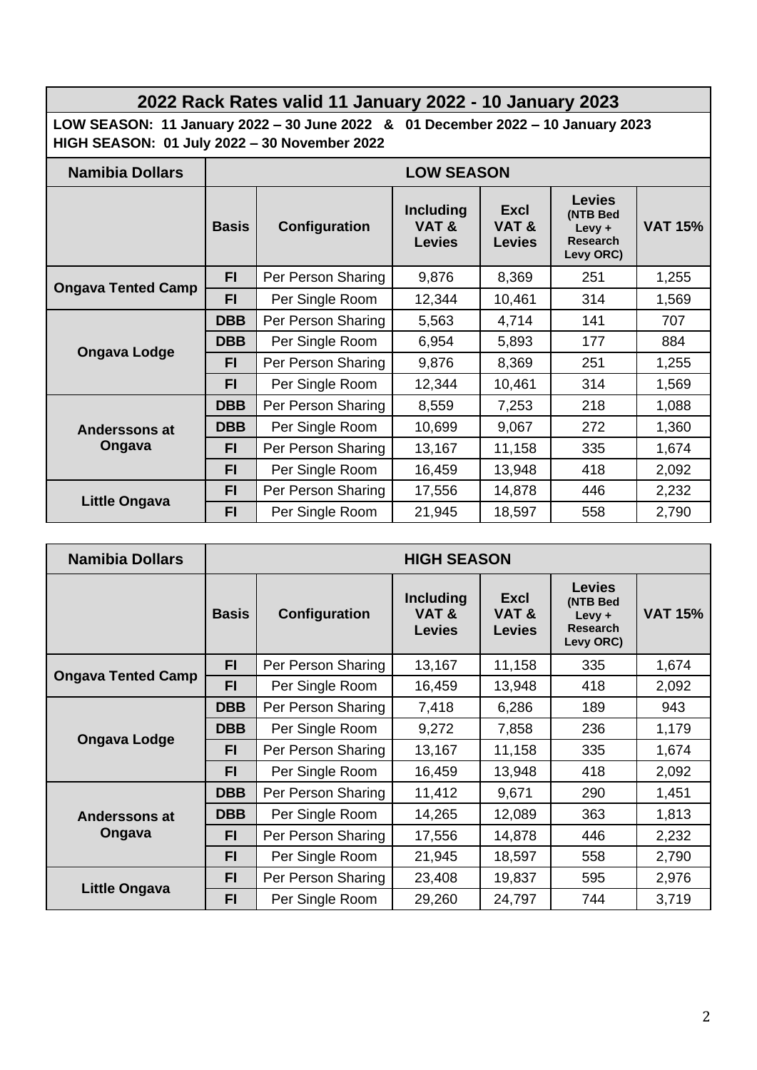## 2022 Rack Rates valid 11 January 2022 - 10 January 2023

**LOW SEASON: 11 January 2022 – 30 June 2022 & 01 December 2022 – 10 January 2023**
**HIGH SEASON: 01 July 2022 – 30 November 2022**

| Namibia Dollars | LOW SEASON | | | | | |
|---|---|---|---|---|---|---|
| | **Basis** | **Configuration** | **Including VAT & Levies** | **Excl VAT & Levies** | **Levies (NTB Bed Levy + Research Levy ORC)** | **VAT 15%** |
| **Ongava Tented Camp** | **FI** | Per Person Sharing | 9,876 | 8,369 | 251 | 1,255 |
| | **FI** | Per Single Room | 12,344 | 10,461 | 314 | 1,569 |
| **Ongava Lodge** | **DBB** | Per Person Sharing | 5,563 | 4,714 | 141 | 707 |
| | **DBB** | Per Single Room | 6,954 | 5,893 | 177 | 884 |
| | **FI** | Per Person Sharing | 9,876 | 8,369 | 251 | 1,255 |
| | **FI** | Per Single Room | 12,344 | 10,461 | 314 | 1,569 |
| **Anderssons at Ongava** | **DBB** | Per Person Sharing | 8,559 | 7,253 | 218 | 1,088 |
| | **DBB** | Per Single Room | 10,699 | 9,067 | 272 | 1,360 |
| | **FI** | Per Person Sharing | 13,167 | 11,158 | 335 | 1,674 |
| | **FI** | Per Single Room | 16,459 | 13,948 | 418 | 2,092 |
| **Little Ongava** | **FI** | Per Person Sharing | 17,556 | 14,878 | 446 | 2,232 |
| | **FI** | Per Single Room | 21,945 | 18,597 | 558 | 2,790 |

| Namibia Dollars | HIGH SEASON | | | | | |
|---|---|---|---|---|---|---|
| | **Basis** | **Configuration** | **Including VAT & Levies** | **Excl VAT & Levies** | **Levies (NTB Bed Levy + Research Levy ORC)** | **VAT 15%** |
| **Ongava Tented Camp** | **FI** | Per Person Sharing | 13,167 | 11,158 | 335 | 1,674 |
| | **FI** | Per Single Room | 16,459 | 13,948 | 418 | 2,092 |
| **Ongava Lodge** | **DBB** | Per Person Sharing | 7,418 | 6,286 | 189 | 943 |
| | **DBB** | Per Single Room | 9,272 | 7,858 | 236 | 1,179 |
| | **FI** | Per Person Sharing | 13,167 | 11,158 | 335 | 1,674 |
| | **FI** | Per Single Room | 16,459 | 13,948 | 418 | 2,092 |
| **Anderssons at Ongava** | **DBB** | Per Person Sharing | 11,412 | 9,671 | 290 | 1,451 |
| | **DBB** | Per Single Room | 14,265 | 12,089 | 363 | 1,813 |
| | **FI** | Per Person Sharing | 17,556 | 14,878 | 446 | 2,232 |
| | **FI** | Per Single Room | 21,945 | 18,597 | 558 | 2,790 |
| **Little Ongava** | **FI** | Per Person Sharing | 23,408 | 19,837 | 595 | 2,976 |
| | **FI** | Per Single Room | 29,260 | 24,797 | 744 | 3,719 |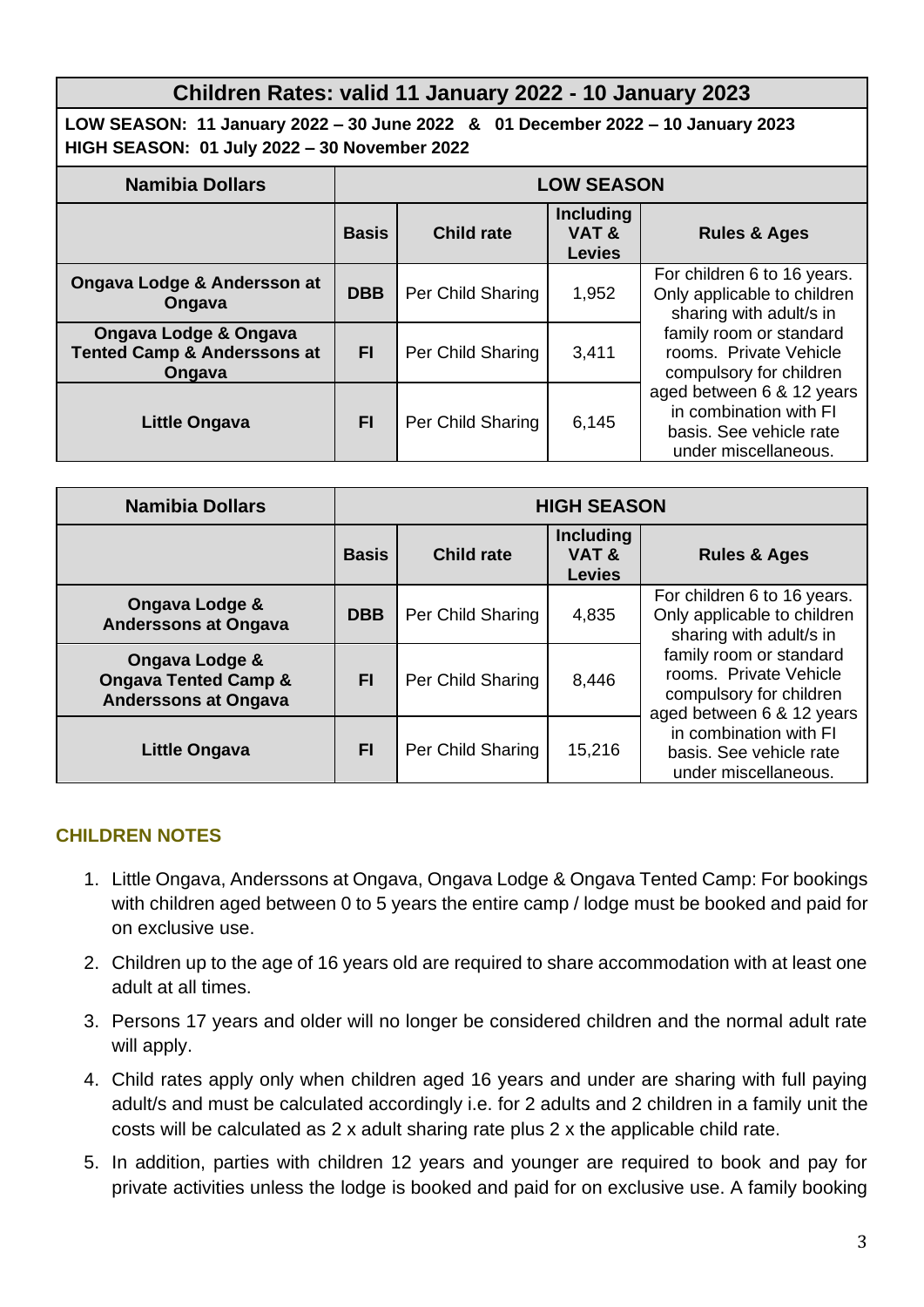## Children Rates: valid 11 January 2022 - 10 January 2023

**LOW SEASON: 11 January 2022 – 30 June 2022 & 01 December 2022 – 10 January 2023**
**HIGH SEASON: 01 July 2022 – 30 November 2022**

| Namibia Dollars | LOW SEASON | | | |
|---|---|---|---|---|
| | **Basis** | **Child rate** | **Including VAT & Levies** | **Rules & Ages** |
| **Ongava Lodge & Andersson at Ongava** | **DBB** | Per Child Sharing | 1,952 | For children 6 to 16 years. Only applicable to children sharing with adult/s in family room or standard rooms. Private Vehicle compulsory for children aged between 6 & 12 years in combination with FI basis. See vehicle rate under miscellaneous. |
| **Ongava Lodge & Ongava Tented Camp & Anderssons at Ongava** | **FI** | Per Child Sharing | 3,411 | |
| **Little Ongava** | **FI** | Per Child Sharing | 6,145 | |

| Namibia Dollars | HIGH SEASON | | | |
|---|---|---|---|---|
| | **Basis** | **Child rate** | **Including VAT & Levies** | **Rules & Ages** |
| **Ongava Lodge & Anderssons at Ongava** | **DBB** | Per Child Sharing | 4,835 | For children 6 to 16 years. Only applicable to children sharing with adult/s in family room or standard rooms. Private Vehicle compulsory for children aged between 6 & 12 years in combination with FI basis. See vehicle rate under miscellaneous. |
| **Ongava Lodge & Ongava Tented Camp & Anderssons at Ongava** | **FI** | Per Child Sharing | 8,446 | |
| **Little Ongava** | **FI** | Per Child Sharing | 15,216 | |

### CHILDREN NOTES

1. Little Ongava, Anderssons at Ongava, Ongava Lodge & Ongava Tented Camp: For bookings with children aged between 0 to 5 years the entire camp / lodge must be booked and paid for on exclusive use.
2. Children up to the age of 16 years old are required to share accommodation with at least one adult at all times.
3. Persons 17 years and older will no longer be considered children and the normal adult rate will apply.
4. Child rates apply only when children aged 16 years and under are sharing with full paying adult/s and must be calculated accordingly i.e. for 2 adults and 2 children in a family unit the costs will be calculated as 2 x adult sharing rate plus 2 x the applicable child rate.
5. In addition, parties with children 12 years and younger are required to book and pay for private activities unless the lodge is booked and paid for on exclusive use. A family booking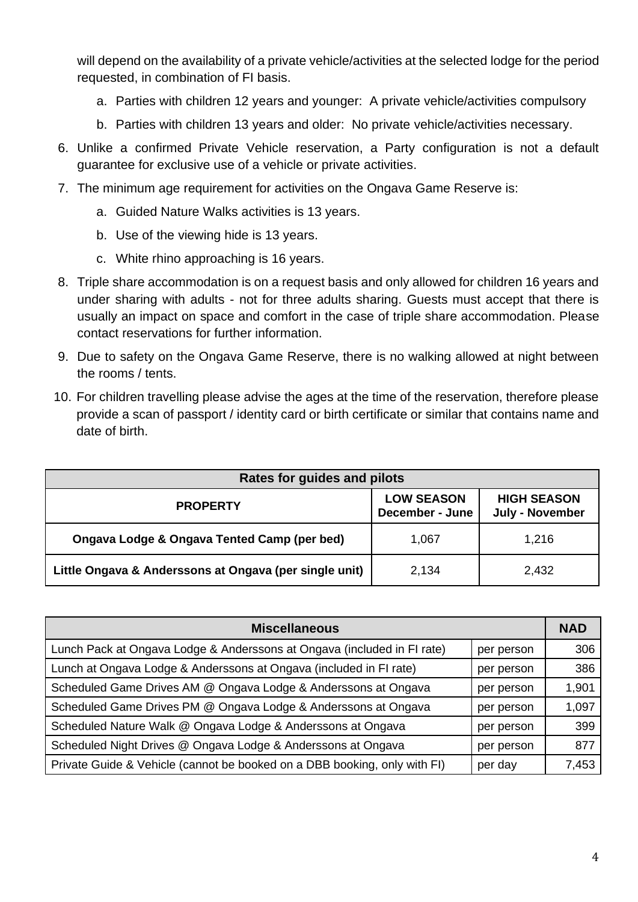will depend on the availability of a private vehicle/activities at the selected lodge for the period requested, in combination of FI basis.

   a. Parties with children 12 years and younger: A private vehicle/activities compulsory

   b. Parties with children 13 years and older: No private vehicle/activities necessary.

6. Unlike a confirmed Private Vehicle reservation, a Party configuration is not a default guarantee for exclusive use of a vehicle or private activities.

7. The minimum age requirement for activities on the Ongava Game Reserve is:

   a. Guided Nature Walks activities is 13 years.

   b. Use of the viewing hide is 13 years.

   c. White rhino approaching is 16 years.

8. Triple share accommodation is on a request basis and only allowed for children 16 years and under sharing with adults - not for three adults sharing. Guests must accept that there is usually an impact on space and comfort in the case of triple share accommodation. Please contact reservations for further information.

9. Due to safety on the Ongava Game Reserve, there is no walking allowed at night between the rooms / tents.

10. For children travelling please advise the ages at the time of the reservation, therefore please provide a scan of passport / identity card or birth certificate or similar that contains name and date of birth.

| Rates for guides and pilots | | |
|---|---|---|
| **PROPERTY** | **LOW SEASON December - June** | **HIGH SEASON July - November** |
| **Ongava Lodge & Ongava Tented Camp (per bed)** | 1,067 | 1,216 |
| **Little Ongava & Anderssons at Ongava (per single unit)** | 2,134 | 2,432 |

| Miscellaneous | | NAD |
|---|---|---|
| Lunch Pack at Ongava Lodge & Anderssons at Ongava (included in FI rate) | per person | 306 |
| Lunch at Ongava Lodge & Anderssons at Ongava (included in FI rate) | per person | 386 |
| Scheduled Game Drives AM @ Ongava Lodge & Anderssons at Ongava | per person | 1,901 |
| Scheduled Game Drives PM @ Ongava Lodge & Anderssons at Ongava | per person | 1,097 |
| Scheduled Nature Walk @ Ongava Lodge & Anderssons at Ongava | per person | 399 |
| Scheduled Night Drives @ Ongava Lodge & Anderssons at Ongava | per person | 877 |
| Private Guide & Vehicle (cannot be booked on a DBB booking, only with FI) | per day | 7,453 |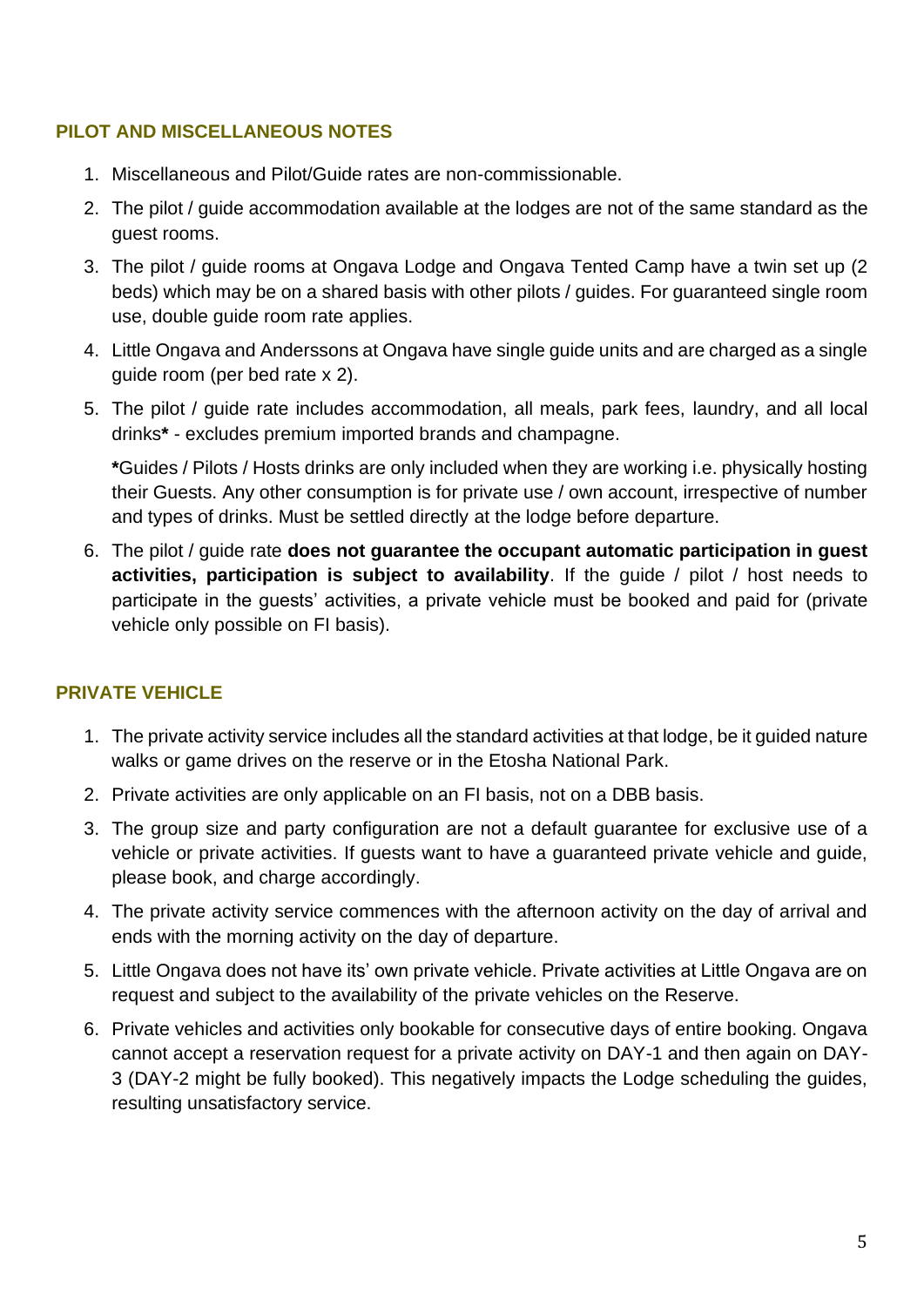## PILOT AND MISCELLANEOUS NOTES

1. Miscellaneous and Pilot/Guide rates are non-commissionable.
2. The pilot / guide accommodation available at the lodges are not of the same standard as the guest rooms.
3. The pilot / guide rooms at Ongava Lodge and Ongava Tented Camp have a twin set up (2 beds) which may be on a shared basis with other pilots / guides. For guaranteed single room use, double guide room rate applies.
4. Little Ongava and Anderssons at Ongava have single guide units and are charged as a single guide room (per bed rate x 2).
5. The pilot / guide rate includes accommodation, all meals, park fees, laundry, and all local drinks**\*** - excludes premium imported brands and champagne.

   **\***Guides / Pilots / Hosts drinks are only included when they are working i.e. physically hosting their Guests. Any other consumption is for private use / own account, irrespective of number and types of drinks. Must be settled directly at the lodge before departure.

6. The pilot / guide rate **does not guarantee the occupant automatic participation in guest activities, participation is subject to availability**. If the guide / pilot / host needs to participate in the guests' activities, a private vehicle must be booked and paid for (private vehicle only possible on FI basis).

## PRIVATE VEHICLE

1. The private activity service includes all the standard activities at that lodge, be it guided nature walks or game drives on the reserve or in the Etosha National Park.
2. Private activities are only applicable on an FI basis, not on a DBB basis.
3. The group size and party configuration are not a default guarantee for exclusive use of a vehicle or private activities. If guests want to have a guaranteed private vehicle and guide, please book, and charge accordingly.
4. The private activity service commences with the afternoon activity on the day of arrival and ends with the morning activity on the day of departure.
5. Little Ongava does not have its' own private vehicle. Private activities at Little Ongava are on request and subject to the availability of the private vehicles on the Reserve.
6. Private vehicles and activities only bookable for consecutive days of entire booking. Ongava cannot accept a reservation request for a private activity on DAY-1 and then again on DAY-3 (DAY-2 might be fully booked). This negatively impacts the Lodge scheduling the guides, resulting unsatisfactory service.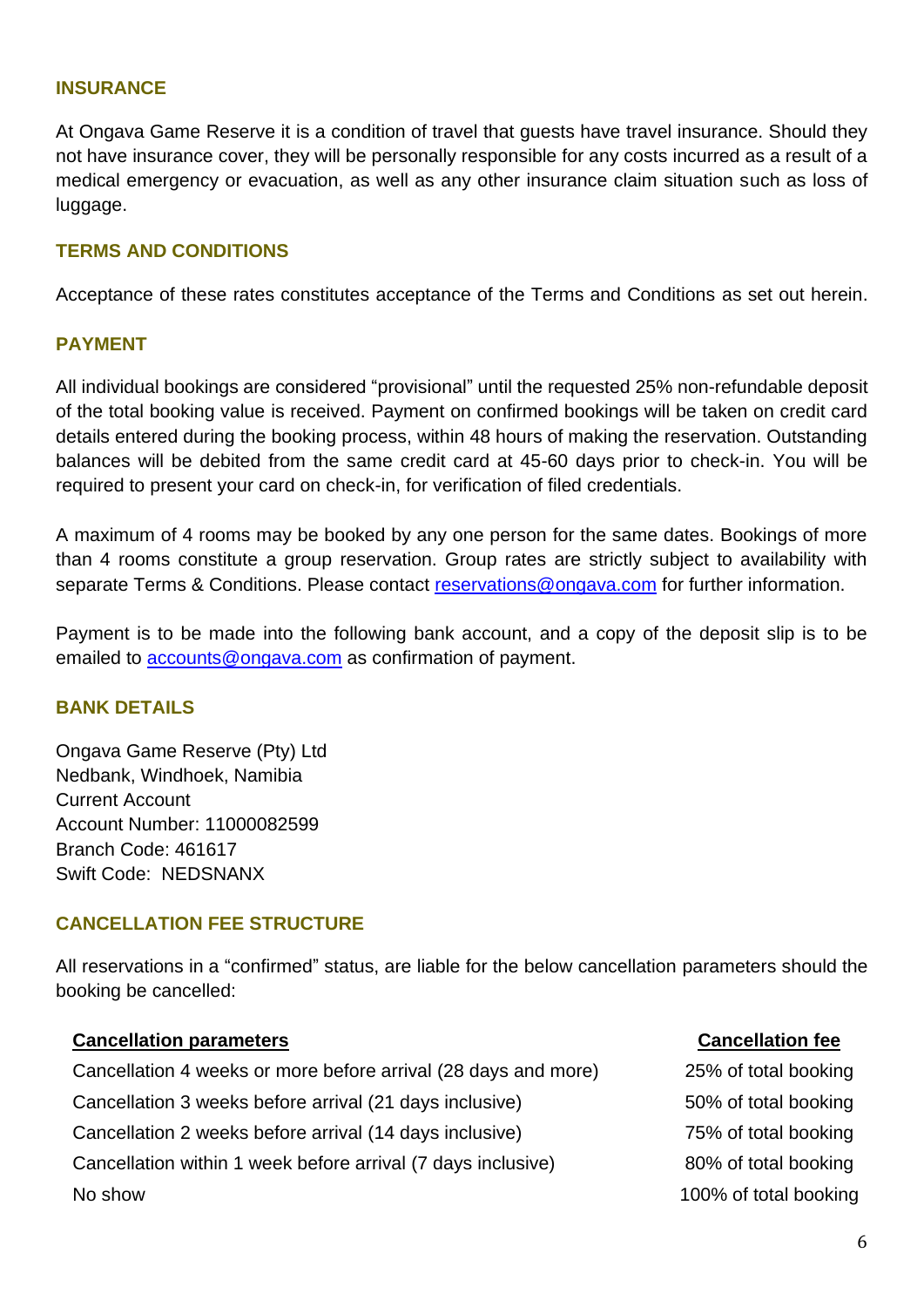## INSURANCE

At Ongava Game Reserve it is a condition of travel that guests have travel insurance. Should they not have insurance cover, they will be personally responsible for any costs incurred as a result of a medical emergency or evacuation, as well as any other insurance claim situation such as loss of luggage.

## TERMS AND CONDITIONS

Acceptance of these rates constitutes acceptance of the Terms and Conditions as set out herein.

## PAYMENT

All individual bookings are considered "provisional" until the requested 25% non-refundable deposit of the total booking value is received. Payment on confirmed bookings will be taken on credit card details entered during the booking process, within 48 hours of making the reservation. Outstanding balances will be debited from the same credit card at 45-60 days prior to check-in. You will be required to present your card on check-in, for verification of filed credentials.

A maximum of 4 rooms may be booked by any one person for the same dates. Bookings of more than 4 rooms constitute a group reservation. Group rates are strictly subject to availability with separate Terms & Conditions. Please contact reservations@ongava.com for further information.

Payment is to be made into the following bank account, and a copy of the deposit slip is to be emailed to accounts@ongava.com as confirmation of payment.

## BANK DETAILS

Ongava Game Reserve (Pty) Ltd
Nedbank, Windhoek, Namibia
Current Account
Account Number: 11000082599
Branch Code: 461617
Swift Code: NEDSNANX

## CANCELLATION FEE STRUCTURE

All reservations in a "confirmed" status, are liable for the below cancellation parameters should the booking be cancelled:

| Cancellation parameters | Cancellation fee |
|---|---|
| Cancellation 4 weeks or more before arrival (28 days and more) | 25% of total booking |
| Cancellation 3 weeks before arrival (21 days inclusive) | 50% of total booking |
| Cancellation 2 weeks before arrival (14 days inclusive) | 75% of total booking |
| Cancellation within 1 week before arrival (7 days inclusive) | 80% of total booking |
| No show | 100% of total booking |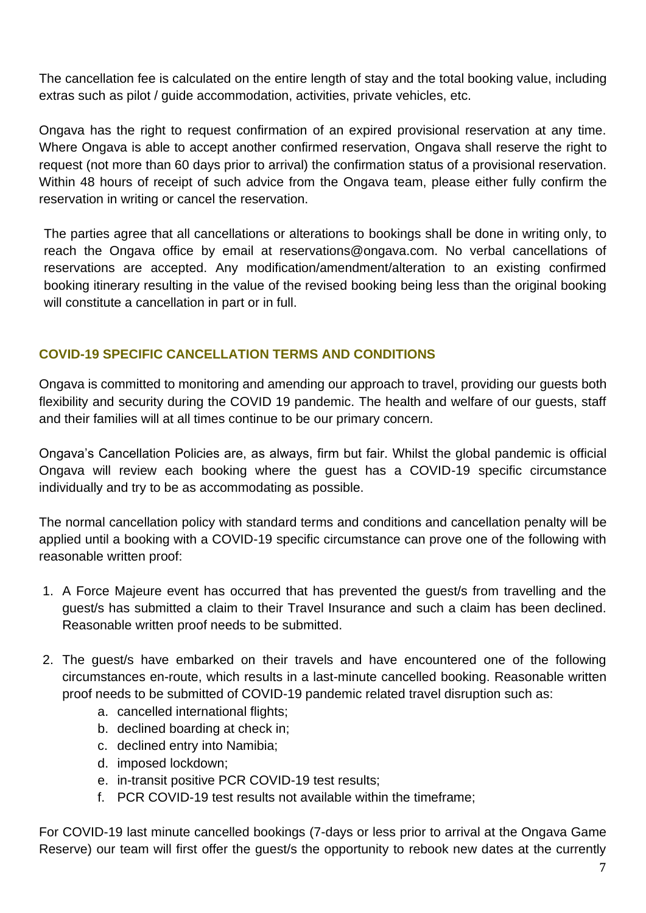The cancellation fee is calculated on the entire length of stay and the total booking value, including extras such as pilot / guide accommodation, activities, private vehicles, etc.

Ongava has the right to request confirmation of an expired provisional reservation at any time. Where Ongava is able to accept another confirmed reservation, Ongava shall reserve the right to request (not more than 60 days prior to arrival) the confirmation status of a provisional reservation. Within 48 hours of receipt of such advice from the Ongava team, please either fully confirm the reservation in writing or cancel the reservation.

The parties agree that all cancellations or alterations to bookings shall be done in writing only, to reach the Ongava office by email at reservations@ongava.com. No verbal cancellations of reservations are accepted. Any modification/amendment/alteration to an existing confirmed booking itinerary resulting in the value of the revised booking being less than the original booking will constitute a cancellation in part or in full.

## COVID-19 SPECIFIC CANCELLATION TERMS AND CONDITIONS

Ongava is committed to monitoring and amending our approach to travel, providing our guests both flexibility and security during the COVID 19 pandemic. The health and welfare of our guests, staff and their families will at all times continue to be our primary concern.

Ongava's Cancellation Policies are, as always, firm but fair. Whilst the global pandemic is official Ongava will review each booking where the guest has a COVID-19 specific circumstance individually and try to be as accommodating as possible.

The normal cancellation policy with standard terms and conditions and cancellation penalty will be applied until a booking with a COVID-19 specific circumstance can prove one of the following with reasonable written proof:

1. A Force Majeure event has occurred that has prevented the guest/s from travelling and the guest/s has submitted a claim to their Travel Insurance and such a claim has been declined. Reasonable written proof needs to be submitted.

2. The guest/s have embarked on their travels and have encountered one of the following circumstances en-route, which results in a last-minute cancelled booking. Reasonable written proof needs to be submitted of COVID-19 pandemic related travel disruption such as:
    a. cancelled international flights;
    b. declined boarding at check in;
    c. declined entry into Namibia;
    d. imposed lockdown;
    e. in-transit positive PCR COVID-19 test results;
    f. PCR COVID-19 test results not available within the timeframe;

For COVID-19 last minute cancelled bookings (7-days or less prior to arrival at the Ongava Game Reserve) our team will first offer the guest/s the opportunity to rebook new dates at the currently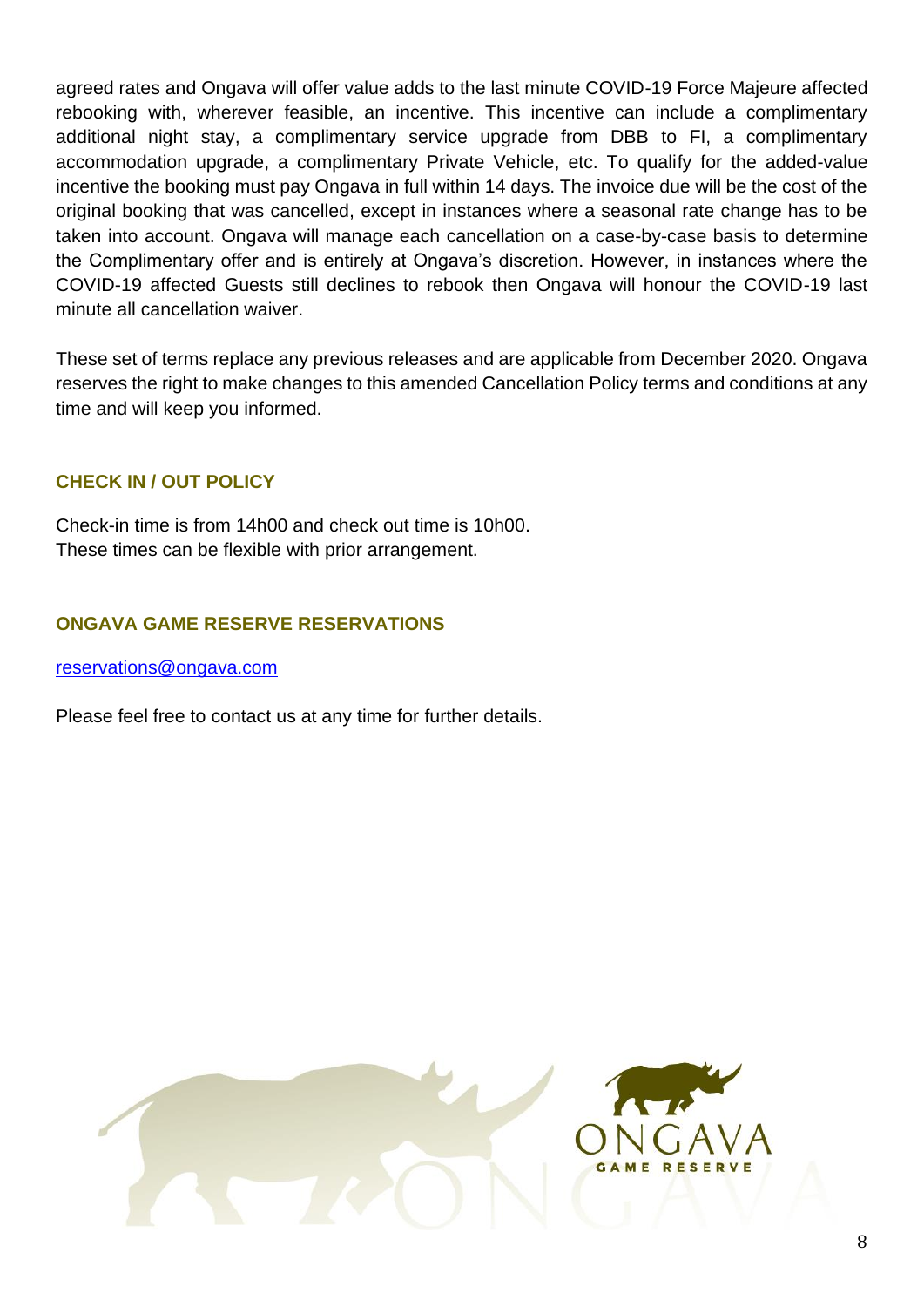agreed rates and Ongava will offer value adds to the last minute COVID-19 Force Majeure affected rebooking with, wherever feasible, an incentive. This incentive can include a complimentary additional night stay, a complimentary service upgrade from DBB to FI, a complimentary accommodation upgrade, a complimentary Private Vehicle, etc. To qualify for the added-value incentive the booking must pay Ongava in full within 14 days. The invoice due will be the cost of the original booking that was cancelled, except in instances where a seasonal rate change has to be taken into account. Ongava will manage each cancellation on a case-by-case basis to determine the Complimentary offer and is entirely at Ongava's discretion. However, in instances where the COVID-19 affected Guests still declines to rebook then Ongava will honour the COVID-19 last minute all cancellation waiver.

These set of terms replace any previous releases and are applicable from December 2020. Ongava reserves the right to make changes to this amended Cancellation Policy terms and conditions at any time and will keep you informed.

### CHECK IN / OUT POLICY

Check-in time is from 14h00 and check out time is 10h00.
These times can be flexible with prior arrangement.

### ONGAVA GAME RESERVE RESERVATIONS

reservations@ongava.com

Please feel free to contact us at any time for further details.

ONGAVA
GAME RESERVE